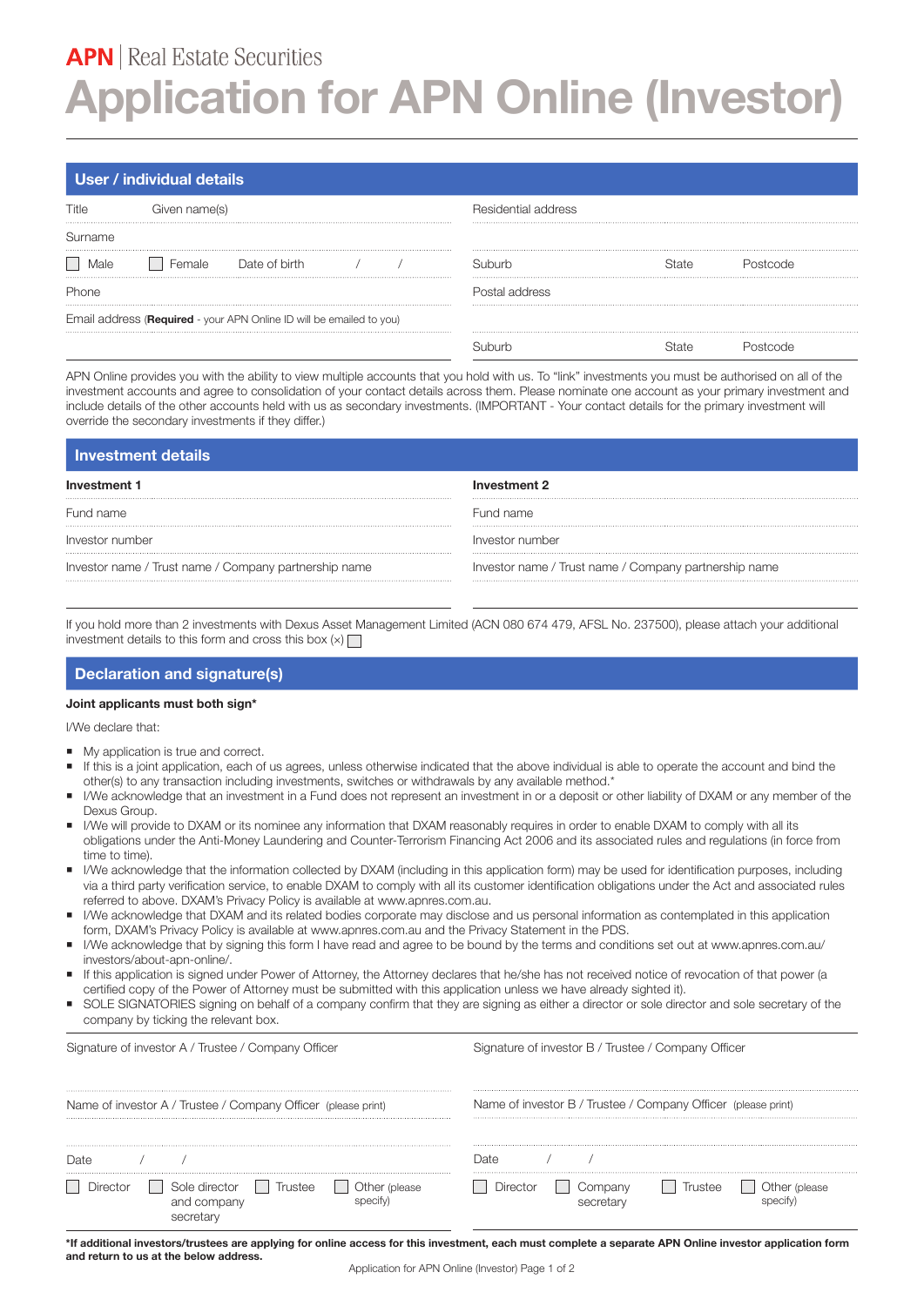**APN** | Real Estate Securities

# Application for APN Online (Investor)

## User / individual details

Title ______ Given name(s) ______

Surname ______

☐ Male ☐ Female Date of birth ___ / ___ / ___

Phone ______

Email address (**Required** - your APN Online ID will be emailed to you) ______

Residential address ______

Suburb ______ State ______ Postcode ______

Postal address ______

Suburb ______ State ______ Postcode ______

APN Online provides you with the ability to view multiple accounts that you hold with us. To "link" investments you must be authorised on all of the investment accounts and agree to consolidation of your contact details across them. Please nominate one account as your primary investment and include details of the other accounts held with us as secondary investments. (IMPORTANT - Your contact details for the primary investment will override the secondary investments if they differ.)

## Investment details

| **Investment 1** | **Investment 2** |
|---|---|
| Fund name | Fund name |
| Investor number | Investor number |
| Investor name / Trust name / Company partnership name | Investor name / Trust name / Company partnership name |

If you hold more than 2 investments with Dexus Asset Management Limited (ACN 080 674 479, AFSL No. 237500), please attach your additional investment details to this form and cross this box (x) ☐

## Declaration and signature(s)

**Joint applicants must both sign***

I/We declare that:

- My application is true and correct.
- If this is a joint application, each of us agrees, unless otherwise indicated that the above individual is able to operate the account and bind the other(s) to any transaction including investments, switches or withdrawals by any available method.*
- I/We acknowledge that an investment in a Fund does not represent an investment in or a deposit or other liability of DXAM or any member of the Dexus Group.
- I/We will provide to DXAM or its nominee any information that DXAM reasonably requires in order to enable DXAM to comply with all its obligations under the Anti-Money Laundering and Counter-Terrorism Financing Act 2006 and its associated rules and regulations (in force from time to time).
- I/We acknowledge that the information collected by DXAM (including in this application form) may be used for identification purposes, including via a third party verification service, to enable DXAM to comply with all its customer identification obligations under the Act and associated rules referred to above. DXAM's Privacy Policy is available at www.apnres.com.au.
- I/We acknowledge that DXAM and its related bodies corporate may disclose and us personal information as contemplated in this application form, DXAM's Privacy Policy is available at www.apnres.com.au and the Privacy Statement in the PDS.
- I/We acknowledge that by signing this form I have read and agree to be bound by the terms and conditions set out at www.apnres.com.au/investors/about-apn-online/.
- If this application is signed under Power of Attorney, the Attorney declares that he/she has not received notice of revocation of that power (a certified copy of the Power of Attorney must be submitted with this application unless we have already sighted it).
- SOLE SIGNATORIES signing on behalf of a company confirm that they are signing as either a director or sole director and sole secretary of the company by ticking the relevant box.

| Investor A | Investor B |
|---|---|
| Signature of investor A / Trustee / Company Officer | Signature of investor B / Trustee / Company Officer |
| Name of investor A / Trustee / Company Officer (please print) | Name of investor B / Trustee / Company Officer (please print) |
| Date ___ / ___ / ___ | Date ___ / ___ / ___ |
| ☐ Director ☐ Sole director and company secretary ☐ Trustee ☐ Other (please specify) | ☐ Director ☐ Company secretary ☐ Trustee ☐ Other (please specify) |

***If additional investors/trustees are applying for online access for this investment, each must complete a separate APN Online investor application form and return to us at the below address.**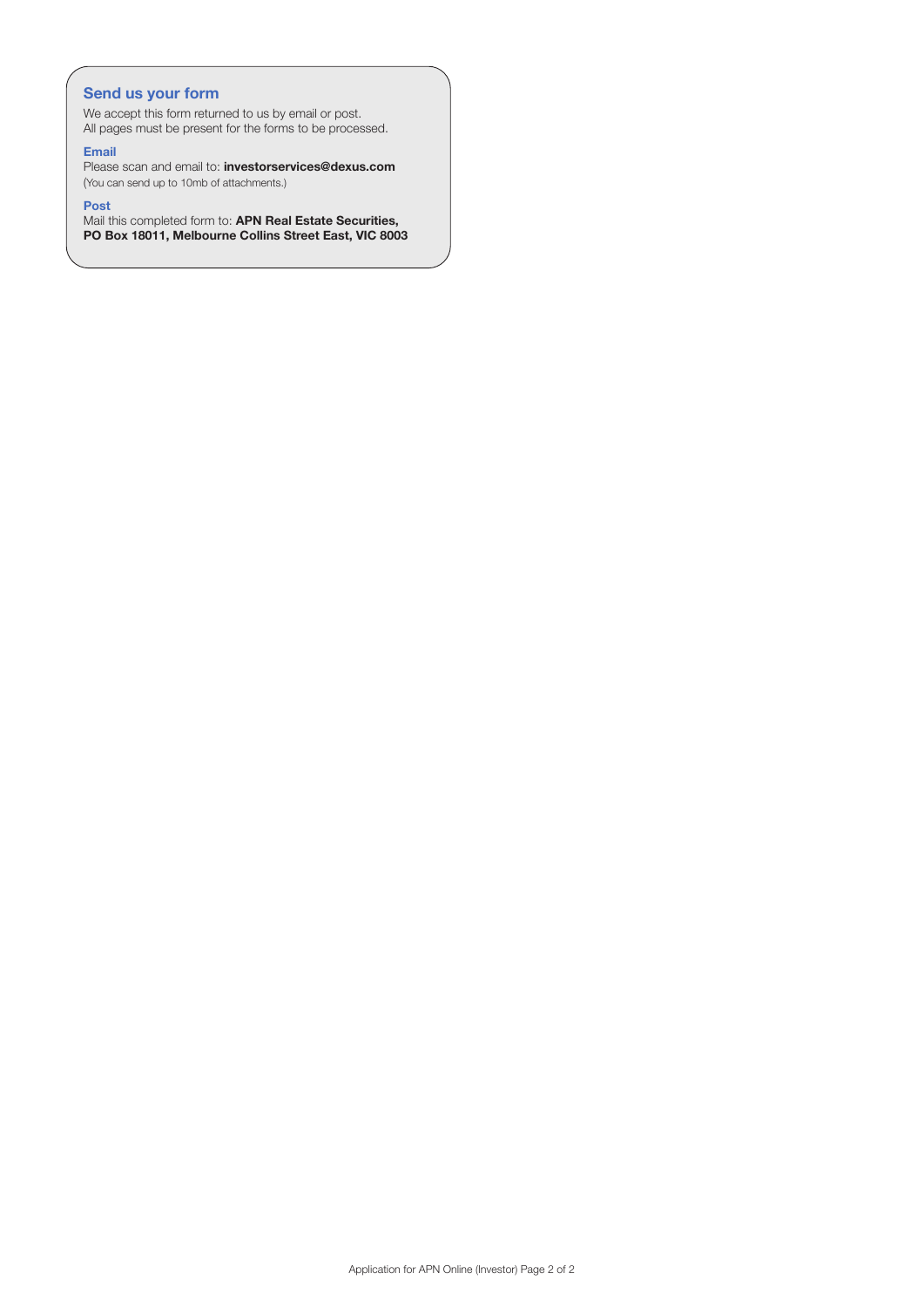## Send us your form

We accept this form returned to us by email or post.
All pages must be present for the forms to be processed.

### Email

Please scan and email to: **investorservices@dexus.com**
(You can send up to 10mb of attachments.)

### Post

Mail this completed form to: **APN Real Estate Securities, PO Box 18011, Melbourne Collins Street East, VIC 8003**